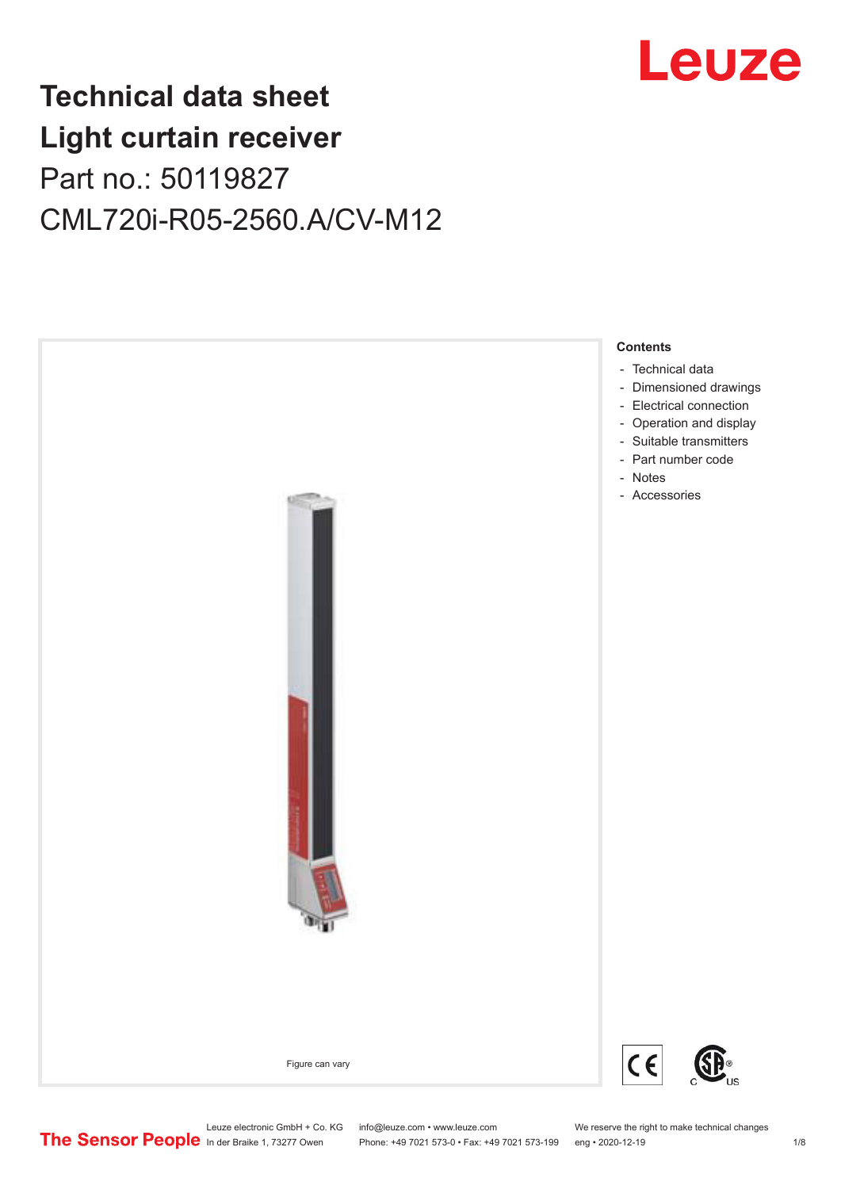# Technical data sheet
# Light curtain receiver

Part no.: 50119827

CML720i-R05-2560.A/CV-M12

Figure can vary

**Contents**

- Technical data
- Dimensioned drawings
- Electrical connection
- Operation and display
- Suitable transmitters
- Part number code
- Notes
- Accessories

Leuze electronic GmbH + Co. KG
In der Braike 1, 73277 Owen

info@leuze.com • www.leuze.com
Phone: +49 7021 573-0 • Fax: +49 7021 573-199

We reserve the right to make technical changes
eng • 2020-12-19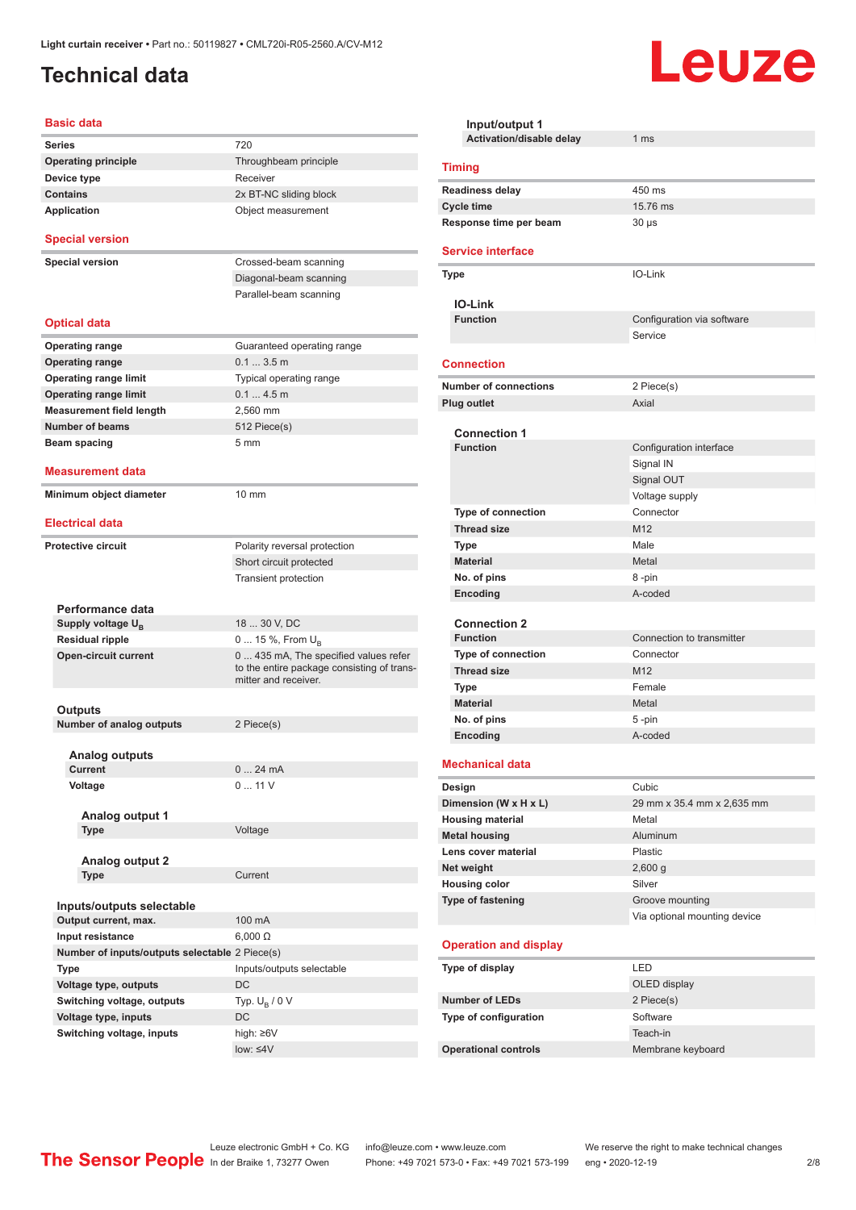# Technical data

## Basic data

| | |
|---|---|
| Series | 720 |
| Operating principle | Throughbeam principle |
| Device type | Receiver |
| Contains | 2x BT-NC sliding block |
| Application | Object measurement |

## Special version

| | |
|---|---|
| Special version | Crossed-beam scanning |
| | Diagonal-beam scanning |
| | Parallel-beam scanning |

## Optical data

| | |
|---|---|
| Operating range | Guaranteed operating range |
| Operating range | 0.1 ... 3.5 m |
| Operating range limit | Typical operating range |
| Operating range limit | 0.1 ... 4.5 m |
| Measurement field length | 2,560 mm |
| Number of beams | 512 Piece(s) |
| Beam spacing | 5 mm |

## Measurement data

| | |
|---|---|
| Minimum object diameter | 10 mm |

## Electrical data

| | |
|---|---|
| Protective circuit | Polarity reversal protection |
| | Short circuit protected |
| | Transient protection |

### Performance data

| | |
|---|---|
| Supply voltage $U_B$ | 18 ... 30 V, DC |
| Residual ripple | 0 ... 15 %, From $U_B$ |
| Open-circuit current | 0 ... 435 mA, The specified values refer to the entire package consisting of transmitter and receiver. |

### Outputs

| | |
|---|---|
| Number of analog outputs | 2 Piece(s) |

#### Analog outputs

| | |
|---|---|
| Current | 0 ... 24 mA |
| Voltage | 0 ... 11 V |

##### Analog output 1

| | |
|---|---|
| Type | Voltage |

##### Analog output 2

| | |
|---|---|
| Type | Current |

### Inputs/outputs selectable

| | |
|---|---|
| Output current, max. | 100 mA |
| Input resistance | 6,000 Ω |
| Number of inputs/outputs selectable | 2 Piece(s) |
| Type | Inputs/outputs selectable |
| Voltage type, outputs | DC |
| Switching voltage, outputs | Typ. $U_B$ / 0 V |
| Voltage type, inputs | DC |
| Switching voltage, inputs | high: ≥6V |
| | low: ≤4V |

### Input/output 1

| | |
|---|---|
| Activation/disable delay | 1 ms |

## Timing

| | |
|---|---|
| Readiness delay | 450 ms |
| Cycle time | 15.76 ms |
| Response time per beam | 30 µs |

## Service interface

| | |
|---|---|
| Type | IO-Link |

### IO-Link

| | |
|---|---|
| Function | Configuration via software |
| | Service |

## Connection

| | |
|---|---|
| Number of connections | 2 Piece(s) |
| Plug outlet | Axial |

### Connection 1

| | |
|---|---|
| Function | Configuration interface |
| | Signal IN |
| | Signal OUT |
| | Voltage supply |
| Type of connection | Connector |
| Thread size | M12 |
| Type | Male |
| Material | Metal |
| No. of pins | 8 -pin |
| Encoding | A-coded |

### Connection 2

| | |
|---|---|
| Function | Connection to transmitter |
| Type of connection | Connector |
| Thread size | M12 |
| Type | Female |
| Material | Metal |
| No. of pins | 5 -pin |
| Encoding | A-coded |

## Mechanical data

| | |
|---|---|
| Design | Cubic |
| Dimension (W x H x L) | 29 mm x 35.4 mm x 2,635 mm |
| Housing material | Metal |
| Metal housing | Aluminum |
| Lens cover material | Plastic |
| Net weight | 2,600 g |
| Housing color | Silver |
| Type of fastening | Groove mounting |
| | Via optional mounting device |

## Operation and display

| | |
|---|---|
| Type of display | LED |
| | OLED display |
| Number of LEDs | 2 Piece(s) |
| Type of configuration | Software |
| | Teach-in |
| Operational controls | Membrane keyboard |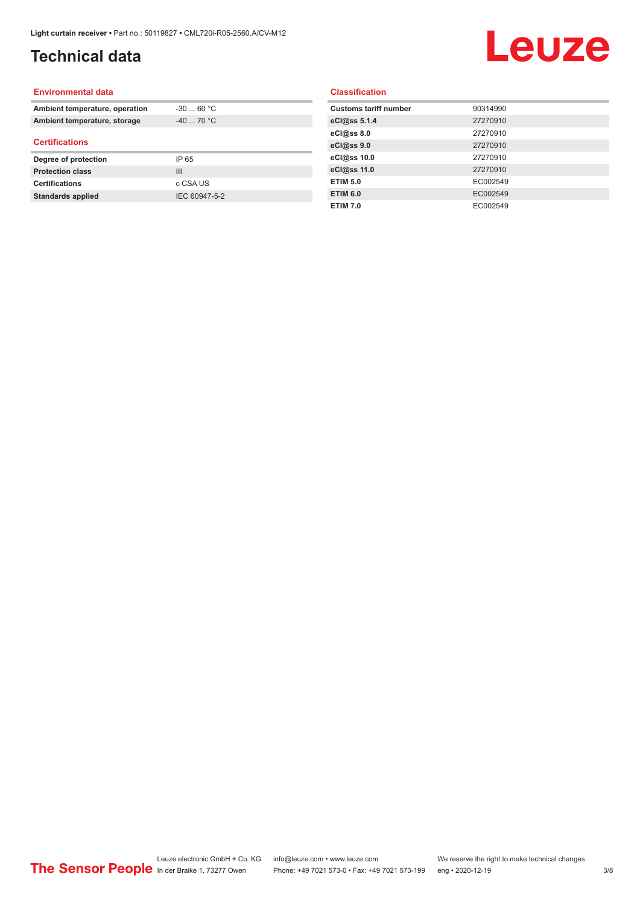# Technical data

## Environmental data

| | |
|---|---|
| **Ambient temperature, operation** | -30 ... 60 °C |
| **Ambient temperature, storage** | -40 ... 70 °C |

## Certifications

| | |
|---|---|
| **Degree of protection** | IP 65 |
| **Protection class** | III |
| **Certifications** | c CSA US |
| **Standards applied** | IEC 60947-5-2 |

## Classification

| | |
|---|---|
| **Customs tariff number** | 90314990 |
| **eCl@ss 5.1.4** | 27270910 |
| **eCl@ss 8.0** | 27270910 |
| **eCl@ss 9.0** | 27270910 |
| **eCl@ss 10.0** | 27270910 |
| **eCl@ss 11.0** | 27270910 |
| **ETIM 5.0** | EC002549 |
| **ETIM 6.0** | EC002549 |
| **ETIM 7.0** | EC002549 |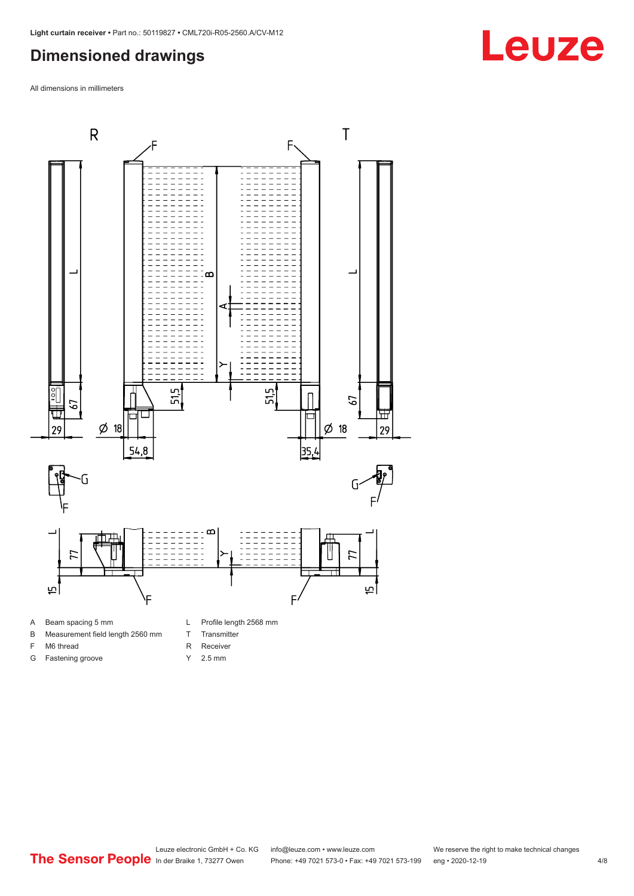# Dimensioned drawings

All dimensions in millimeters

- A Beam spacing 5 mm
- B Measurement field length 2560 mm
- F M6 thread
- G Fastening groove
- L Profile length 2568 mm
- T Transmitter
- R Receiver
- Y 2.5 mm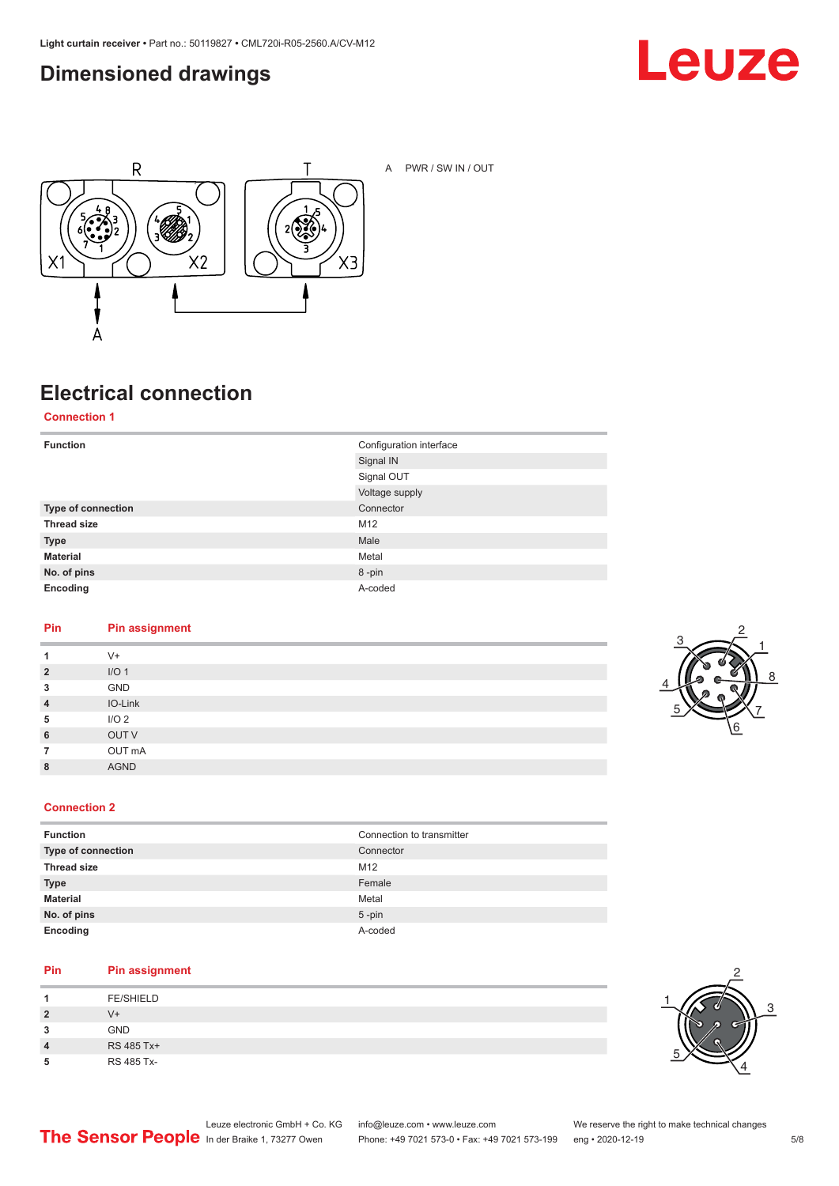## Dimensioned drawings

A PWR / SW IN / OUT

## Electrical connection

### Connection 1

| | |
|---|---|
| **Function** | Configuration interface |
| | Signal IN |
| | Signal OUT |
| | Voltage supply |
| **Type of connection** | Connector |
| **Thread size** | M12 |
| **Type** | Male |
| **Material** | Metal |
| **No. of pins** | 8 -pin |
| **Encoding** | A-coded |

| Pin | Pin assignment |
|---|---|
| **1** | V+ |
| **2** | I/O 1 |
| **3** | GND |
| **4** | IO-Link |
| **5** | I/O 2 |
| **6** | OUT V |
| **7** | OUT mA |
| **8** | AGND |

### Connection 2

| | |
|---|---|
| **Function** | Connection to transmitter |
| **Type of connection** | Connector |
| **Thread size** | M12 |
| **Type** | Female |
| **Material** | Metal |
| **No. of pins** | 5 -pin |
| **Encoding** | A-coded |

| Pin | Pin assignment |
|---|---|
| **1** | FE/SHIELD |
| **2** | V+ |
| **3** | GND |
| **4** | RS 485 Tx+ |
| **5** | RS 485 Tx- |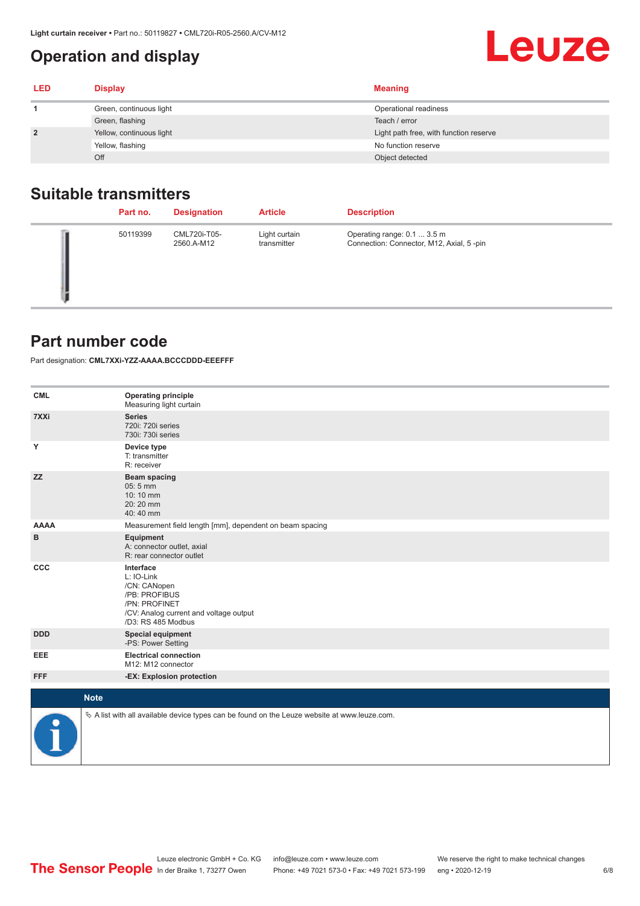# Operation and display

| LED | Display | Meaning |
|---|---|---|
| 1 | Green, continuous light | Operational readiness |
|  | Green, flashing | Teach / error |
| 2 | Yellow, continuous light | Light path free, with function reserve |
|  | Yellow, flashing | No function reserve |
|  | Off | Object detected |

## Suitable transmitters

| Part no. | Designation | Article | Description |
|---|---|---|---|
| 50119399 | CML720i-T05-2560.A-M12 | Light curtain transmitter | Operating range: 0.1 ... 3.5 m<br>Connection: Connector, M12, Axial, 5 -pin |

## Part number code

Part designation: **CML7XXi-YZZ-AAAA.BCCCDDD-EEEFFF**

| | |
|---|---|
| **CML** | **Operating principle**<br>Measuring light curtain |
| **7XXi** | **Series**<br>720i: 720i series<br>730i: 730i series |
| **Y** | **Device type**<br>T: transmitter<br>R: receiver |
| **ZZ** | **Beam spacing**<br>05: 5 mm<br>10: 10 mm<br>20: 20 mm<br>40: 40 mm |
| **AAAA** | Measurement field length [mm], dependent on beam spacing |
| **B** | **Equipment**<br>A: connector outlet, axial<br>R: rear connector outlet |
| **CCC** | **Interface**<br>L: IO-Link<br>/CN: CANopen<br>/PB: PROFIBUS<br>/PN: PROFINET<br>/CV: Analog current and voltage output<br>/D3: RS 485 Modbus |
| **DDD** | **Special equipment**<br>-PS: Power Setting |
| **EEE** | **Electrical connection**<br>M12: M12 connector |
| **FFF** | **-EX: Explosion protection** |

**Note**

✎ A list with all available device types can be found on the Leuze website at www.leuze.com.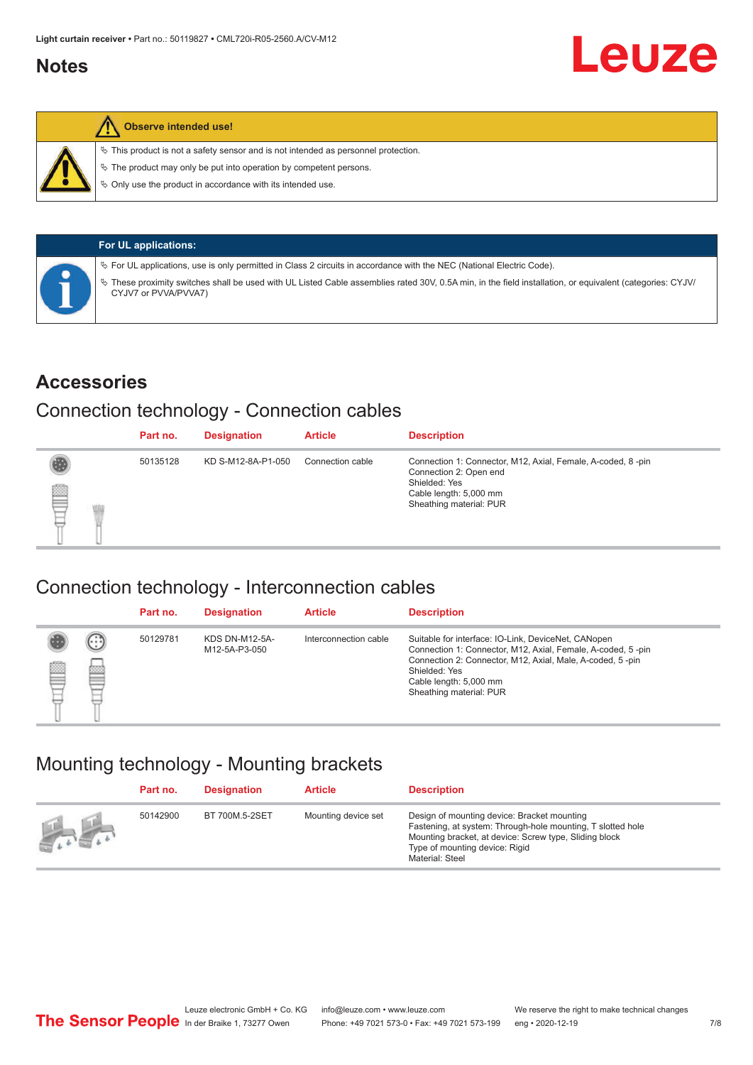## Notes

**Observe intended use!**

- This product is not a safety sensor and is not intended as personnel protection.
- The product may only be put into operation by competent persons.
- Only use the product in accordance with its intended use.

**For UL applications:**

- For UL applications, use is only permitted in Class 2 circuits in accordance with the NEC (National Electric Code).
- These proximity switches shall be used with UL Listed Cable assemblies rated 30V, 0.5A min, in the field installation, or equivalent (categories: CYJV/CYJV7 or PVVA/PVVA7)

# Accessories

## Connection technology - Connection cables

| Part no. | Designation | Article | Description |
|---|---|---|---|
| 50135128 | KD S-M12-8A-P1-050 | Connection cable | Connection 1: Connector, M12, Axial, Female, A-coded, 8 -pin<br>Connection 2: Open end<br>Shielded: Yes<br>Cable length: 5,000 mm<br>Sheathing material: PUR |

## Connection technology - Interconnection cables

| Part no. | Designation | Article | Description |
|---|---|---|---|
| 50129781 | KDS DN-M12-5A-M12-5A-P3-050 | Interconnection cable | Suitable for interface: IO-Link, DeviceNet, CANopen<br>Connection 1: Connector, M12, Axial, Female, A-coded, 5 -pin<br>Connection 2: Connector, M12, Axial, Male, A-coded, 5 -pin<br>Shielded: Yes<br>Cable length: 5,000 mm<br>Sheathing material: PUR |

## Mounting technology - Mounting brackets

| Part no. | Designation | Article | Description |
|---|---|---|---|
| 50142900 | BT 700M.5-2SET | Mounting device set | Design of mounting device: Bracket mounting<br>Fastening, at system: Through-hole mounting, T slotted hole<br>Mounting bracket, at device: Screw type, Sliding block<br>Type of mounting device: Rigid<br>Material: Steel |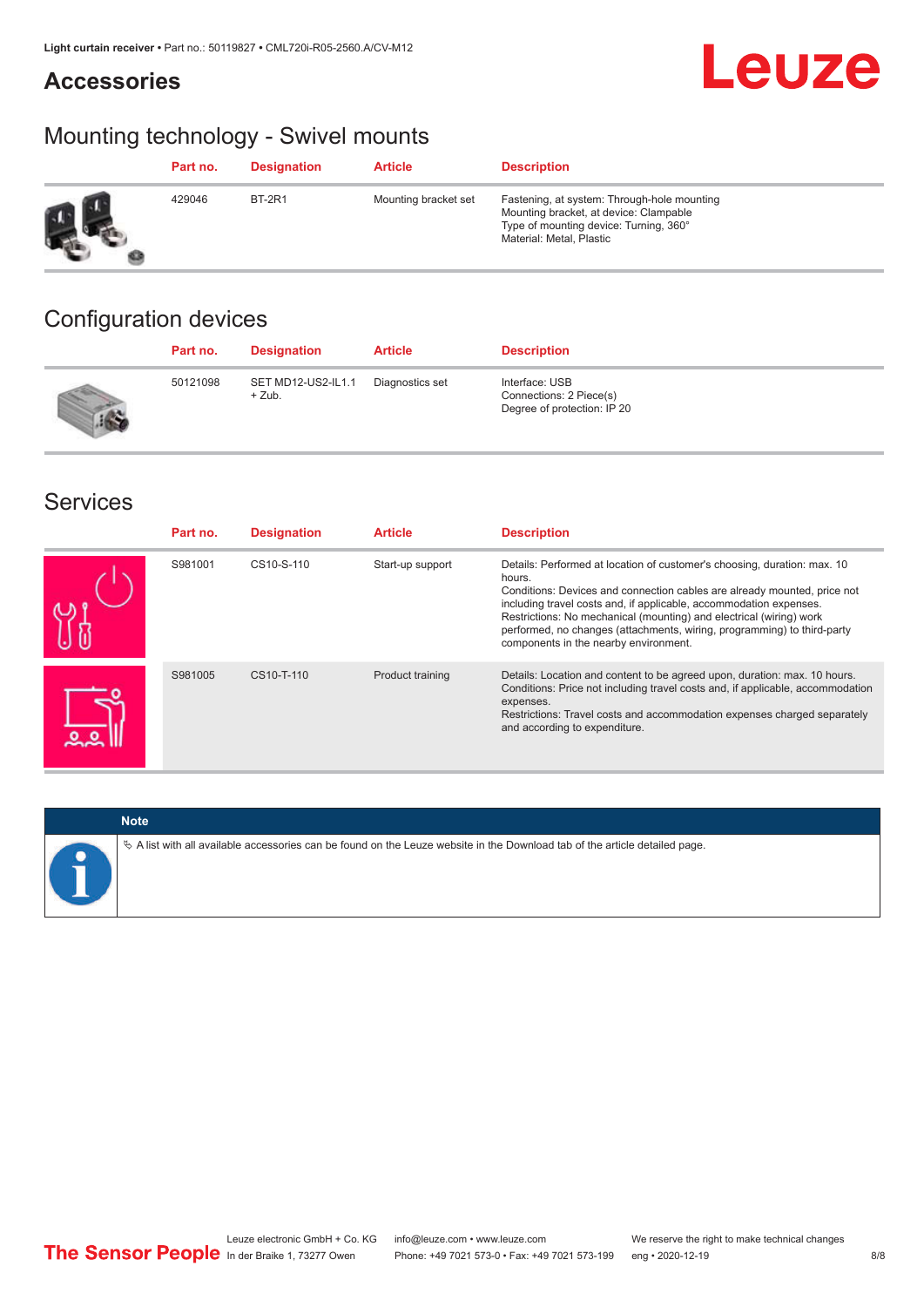## Accessories

### Mounting technology - Swivel mounts

| | Part no. | Designation | Article | Description |
|---|---|---|---|---|
| | 429046 | BT-2R1 | Mounting bracket set | Fastening, at system: Through-hole mounting<br>Mounting bracket, at device: Clampable<br>Type of mounting device: Turning, 360°<br>Material: Metal, Plastic |

### Configuration devices

| | Part no. | Designation | Article | Description |
|---|---|---|---|---|
| | 50121098 | SET MD12-US2-IL1.1 + Zub. | Diagnostics set | Interface: USB<br>Connections: 2 Piece(s)<br>Degree of protection: IP 20 |

### Services

| | Part no. | Designation | Article | Description |
|---|---|---|---|---|
| | S981001 | CS10-S-110 | Start-up support | Details: Performed at location of customer's choosing, duration: max. 10 hours.<br>Conditions: Devices and connection cables are already mounted, price not including travel costs and, if applicable, accommodation expenses.<br>Restrictions: No mechanical (mounting) and electrical (wiring) work performed, no changes (attachments, wiring, programming) to third-party components in the nearby environment. |
| | S981005 | CS10-T-110 | Product training | Details: Location and content to be agreed upon, duration: max. 10 hours.<br>Conditions: Price not including travel costs and, if applicable, accommodation expenses.<br>Restrictions: Travel costs and accommodation expenses charged separately and according to expenditure. |

**Note**

A list with all available accessories can be found on the Leuze website in the Download tab of the article detailed page.